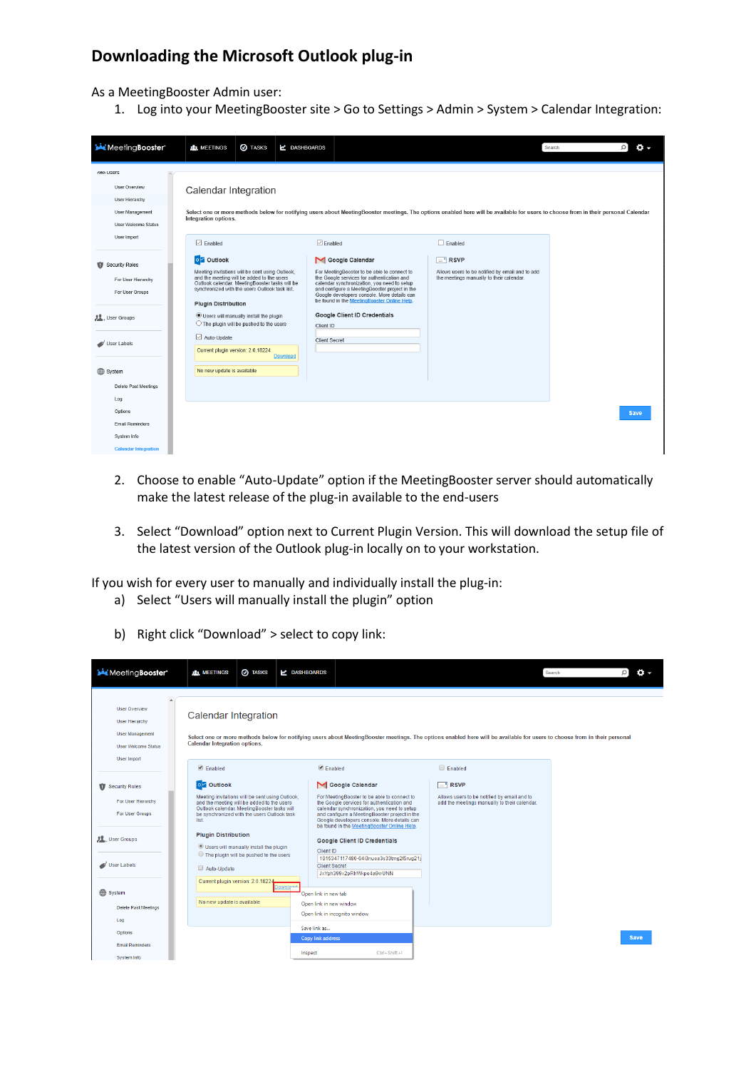# Downloading the Microsoft Outlook plug-in

As a MeetingBooster Admin user:

1. Log into your MeetingBooster site > Go to Settings > Admin > System > Calendar Integration:

2. Choose to enable "Auto-Update" option if the MeetingBooster server should automatically make the latest release of the plug-in available to the end-users

3. Select "Download" option next to Current Plugin Version. This will download the setup file of the latest version of the Outlook plug-in locally on to your workstation.

If you wish for every user to manually and individually install the plug-in:

a) Select "Users will manually install the plugin" option

b) Right click "Download" > select to copy link: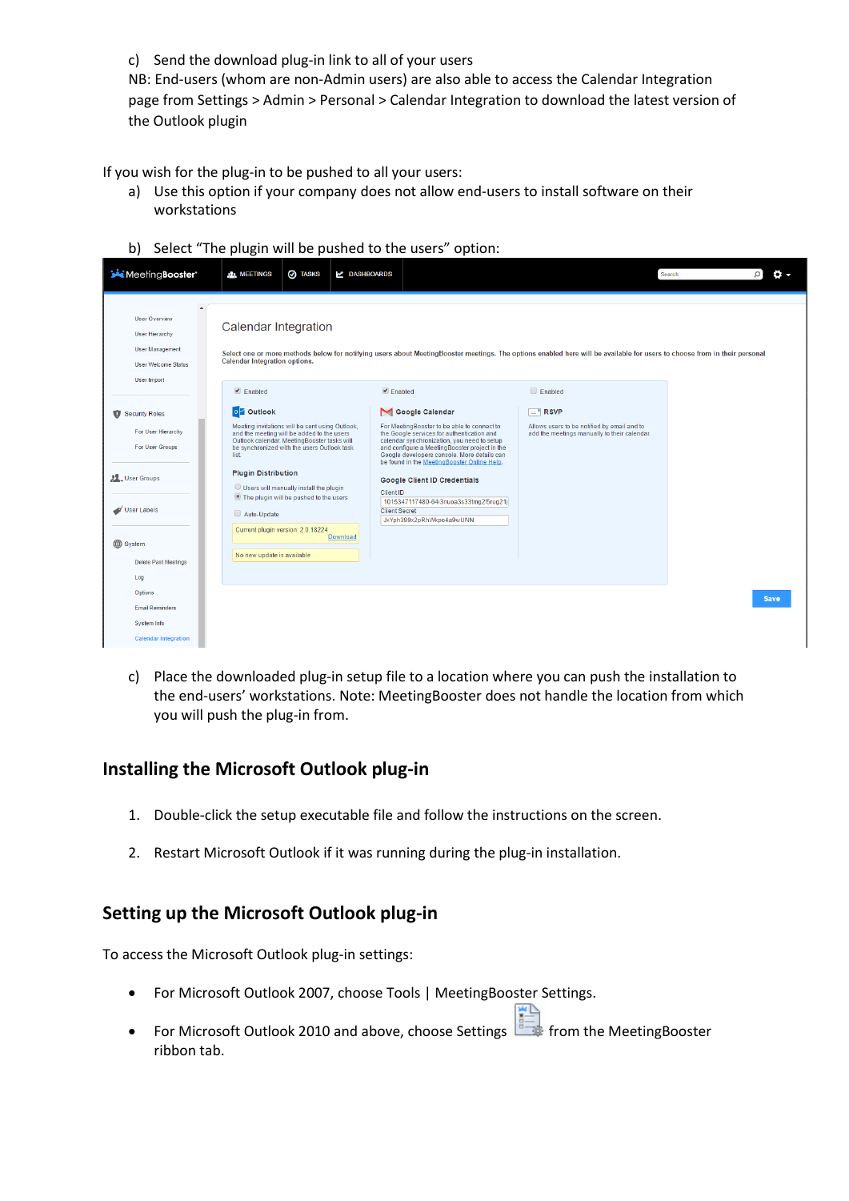c) Send the download plug-in link to all of your users
NB: End-users (whom are non-Admin users) are also able to access the Calendar Integration page from Settings > Admin > Personal > Calendar Integration to download the latest version of the Outlook plugin

If you wish for the plug-in to be pushed to all your users:

a) Use this option if your company does not allow end-users to install software on their workstations

b) Select "The plugin will be pushed to the users" option:

c) Place the downloaded plug-in setup file to a location where you can push the installation to the end-users' workstations. Note: MeetingBooster does not handle the location from which you will push the plug-in from.

## Installing the Microsoft Outlook plug-in

1. Double-click the setup executable file and follow the instructions on the screen.
2. Restart Microsoft Outlook if it was running during the plug-in installation.

## Setting up the Microsoft Outlook plug-in

To access the Microsoft Outlook plug-in settings:

- For Microsoft Outlook 2007, choose Tools | MeetingBooster Settings.
- For Microsoft Outlook 2010 and above, choose Settings from the MeetingBooster ribbon tab.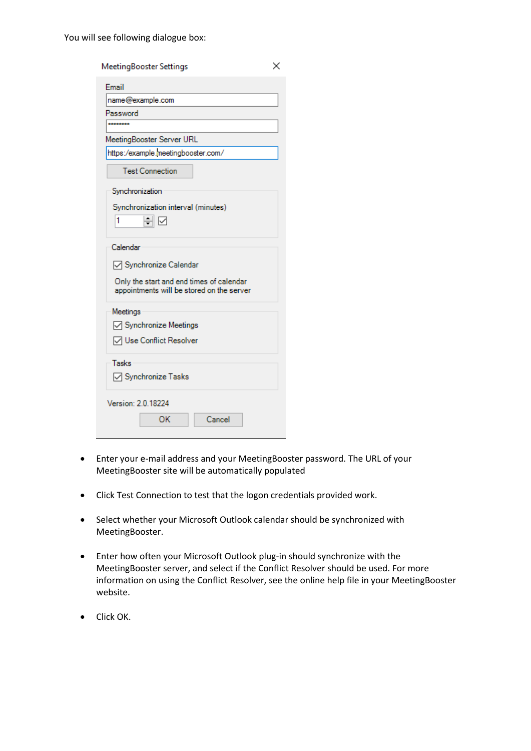You will see following dialogue box:

MeetingBooster Settings

Email

name@example.com

Password

••••••••

MeetingBooster Server URL

https://example.meetingbooster.com/

Test Connection

Synchronization

Synchronization interval (minutes)

1

Calendar

Synchronize Calendar

Only the start and end times of calendar appointments will be stored on the server

Meetings

Synchronize Meetings

Use Conflict Resolver

Tasks

Synchronize Tasks

Version: 2.0.18224

OK Cancel

- Enter your e-mail address and your MeetingBooster password. The URL of your MeetingBooster site will be automatically populated
- Click Test Connection to test that the logon credentials provided work.
- Select whether your Microsoft Outlook calendar should be synchronized with MeetingBooster.
- Enter how often your Microsoft Outlook plug-in should synchronize with the MeetingBooster server, and select if the Conflict Resolver should be used. For more information on using the Conflict Resolver, see the online help file in your MeetingBooster website.
- Click OK.